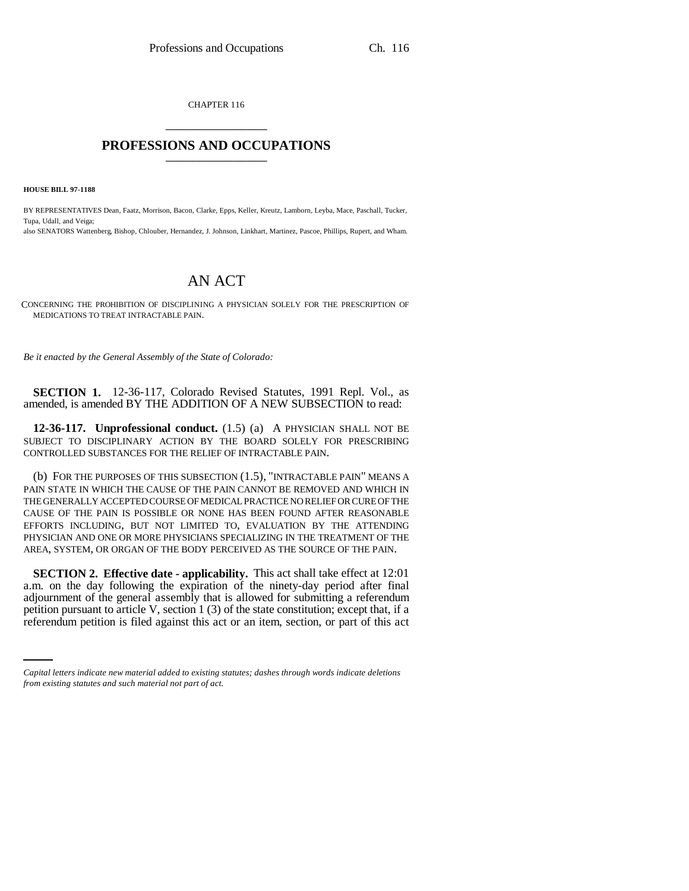CHAPTER 116

# PROFESSIONS AND OCCUPATIONS

**HOUSE BILL 97-1188**

BY REPRESENTATIVES Dean, Faatz, Morrison, Bacon, Clarke, Epps, Keller, Kreutz, Lamborn, Leyba, Mace, Paschall, Tucker, Tupa, Udall, and Veiga;
also SENATORS Wattenberg, Bishop, Chlouber, Hernandez, J. Johnson, Linkhart, Martinez, Pascoe, Phillips, Rupert, and Wham.

# AN ACT

CONCERNING THE PROHIBITION OF DISCIPLINING A PHYSICIAN SOLELY FOR THE PRESCRIPTION OF MEDICATIONS TO TREAT INTRACTABLE PAIN.

*Be it enacted by the General Assembly of the State of Colorado:*

**SECTION 1.** 12-36-117, Colorado Revised Statutes, 1991 Repl. Vol., as amended, is amended BY THE ADDITION OF A NEW SUBSECTION to read:

**12-36-117. Unprofessional conduct.** (1.5) (a) A PHYSICIAN SHALL NOT BE SUBJECT TO DISCIPLINARY ACTION BY THE BOARD SOLELY FOR PRESCRIBING CONTROLLED SUBSTANCES FOR THE RELIEF OF INTRACTABLE PAIN.

(b) FOR THE PURPOSES OF THIS SUBSECTION (1.5), "INTRACTABLE PAIN" MEANS A PAIN STATE IN WHICH THE CAUSE OF THE PAIN CANNOT BE REMOVED AND WHICH IN THE GENERALLY ACCEPTED COURSE OF MEDICAL PRACTICE NO RELIEF OR CURE OF THE CAUSE OF THE PAIN IS POSSIBLE OR NONE HAS BEEN FOUND AFTER REASONABLE EFFORTS INCLUDING, BUT NOT LIMITED TO, EVALUATION BY THE ATTENDING PHYSICIAN AND ONE OR MORE PHYSICIANS SPECIALIZING IN THE TREATMENT OF THE AREA, SYSTEM, OR ORGAN OF THE BODY PERCEIVED AS THE SOURCE OF THE PAIN.

**SECTION 2. Effective date - applicability.** This act shall take effect at 12:01 a.m. on the day following the expiration of the ninety-day period after final adjournment of the general assembly that is allowed for submitting a referendum petition pursuant to article V, section 1 (3) of the state constitution; except that, if a referendum petition is filed against this act or an item, section, or part of this act

*Capital letters indicate new material added to existing statutes; dashes through words indicate deletions from existing statutes and such material not part of act.*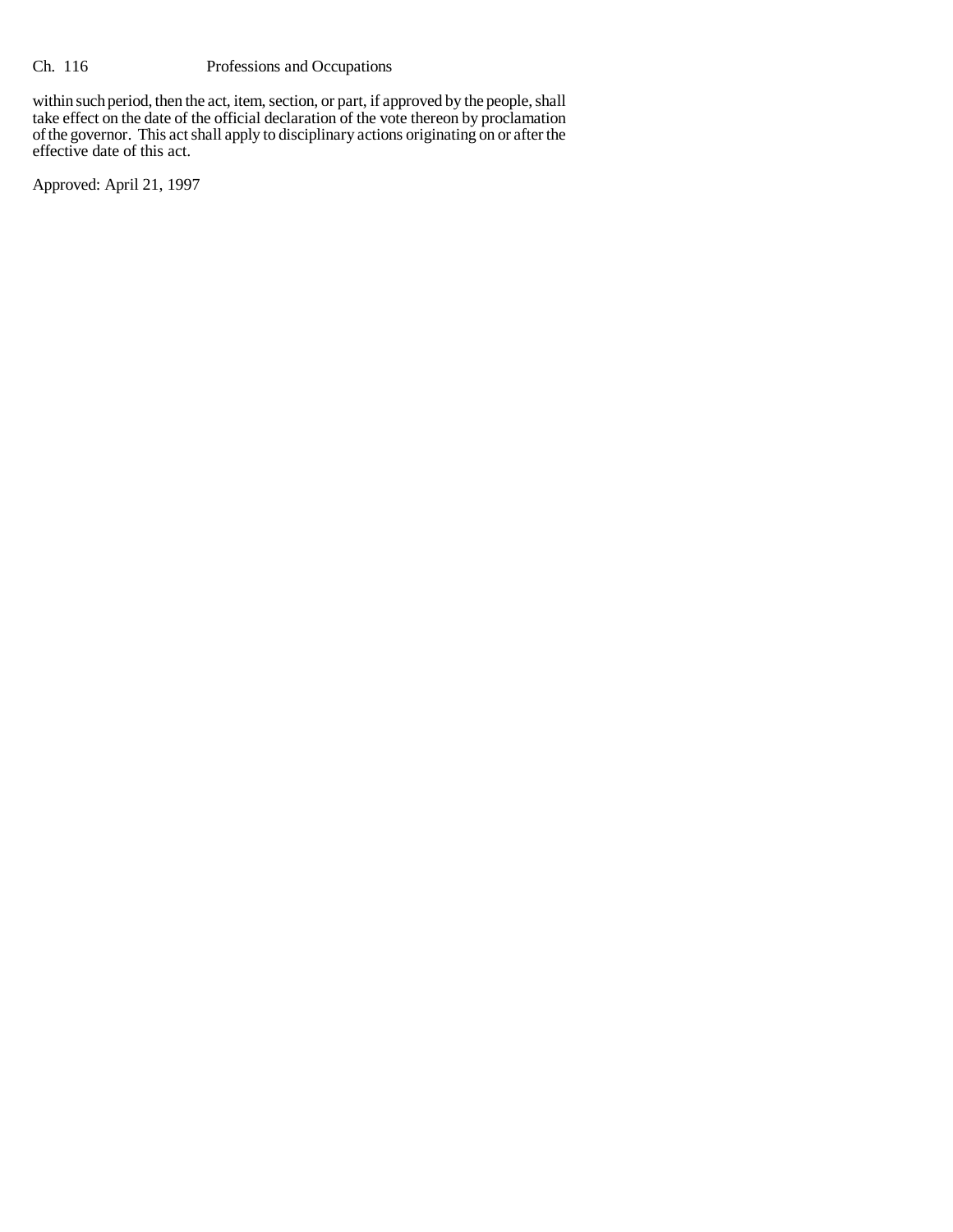within such period, then the act, item, section, or part, if approved by the people, shall take effect on the date of the official declaration of the vote thereon by proclamation of the governor. This act shall apply to disciplinary actions originating on or after the effective date of this act.

Approved: April 21, 1997